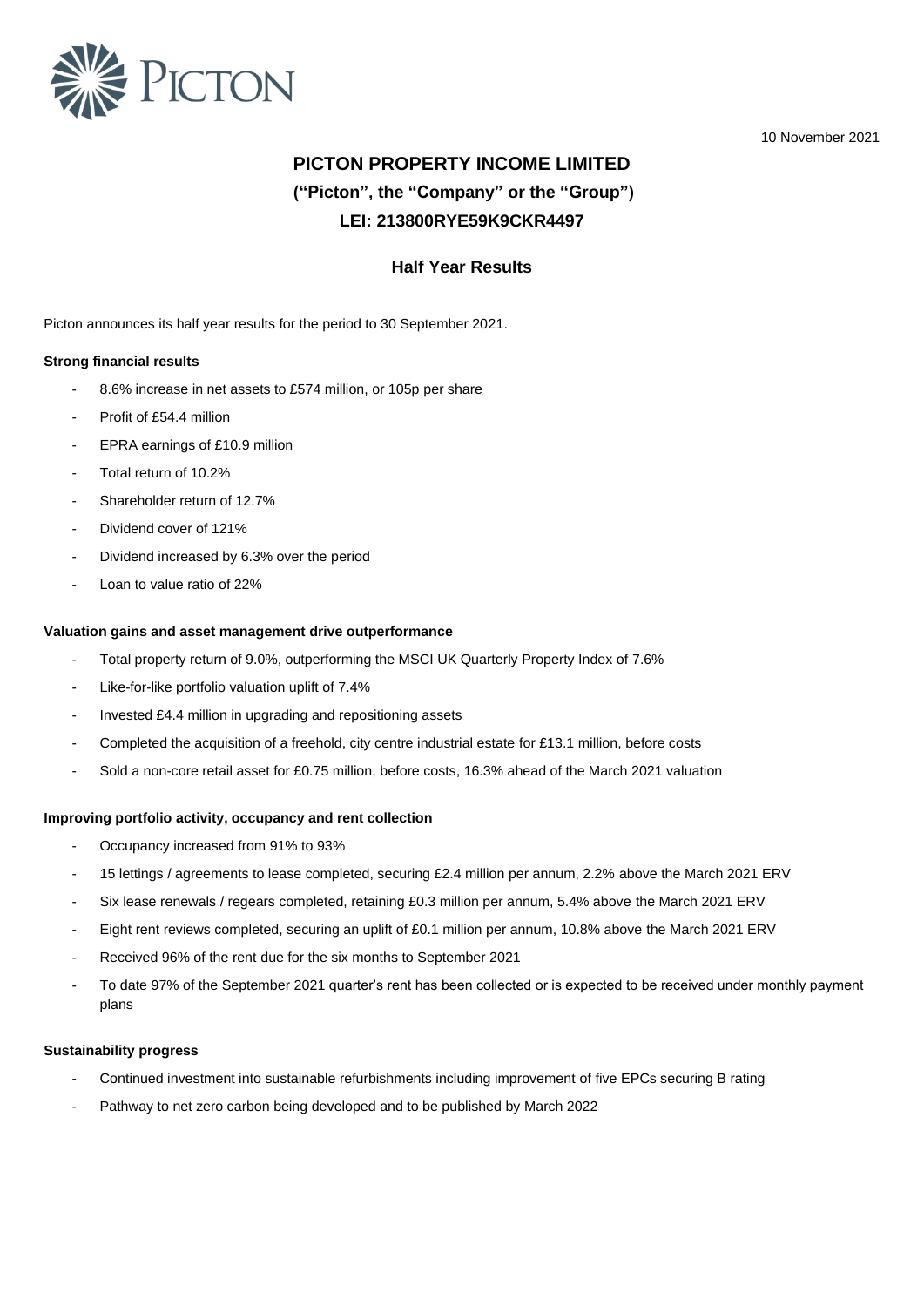10 November 2021

# PICTON PROPERTY INCOME LIMITED

## ("Picton", the "Company" or the "Group")

## LEI: 213800RYE59K9CKR4497

### Half Year Results

Picton announces its half year results for the period to 30 September 2021.

**Strong financial results**

- 8.6% increase in net assets to £574 million, or 105p per share
- Profit of £54.4 million
- EPRA earnings of £10.9 million
- Total return of 10.2%
- Shareholder return of 12.7%
- Dividend cover of 121%
- Dividend increased by 6.3% over the period
- Loan to value ratio of 22%

**Valuation gains and asset management drive outperformance**

- Total property return of 9.0%, outperforming the MSCI UK Quarterly Property Index of 7.6%
- Like-for-like portfolio valuation uplift of 7.4%
- Invested £4.4 million in upgrading and repositioning assets
- Completed the acquisition of a freehold, city centre industrial estate for £13.1 million, before costs
- Sold a non-core retail asset for £0.75 million, before costs, 16.3% ahead of the March 2021 valuation

**Improving portfolio activity, occupancy and rent collection**

- Occupancy increased from 91% to 93%
- 15 lettings / agreements to lease completed, securing £2.4 million per annum, 2.2% above the March 2021 ERV
- Six lease renewals / regears completed, retaining £0.3 million per annum, 5.4% above the March 2021 ERV
- Eight rent reviews completed, securing an uplift of £0.1 million per annum, 10.8% above the March 2021 ERV
- Received 96% of the rent due for the six months to September 2021
- To date 97% of the September 2021 quarter's rent has been collected or is expected to be received under monthly payment plans

**Sustainability progress**

- Continued investment into sustainable refurbishments including improvement of five EPCs securing B rating
- Pathway to net zero carbon being developed and to be published by March 2022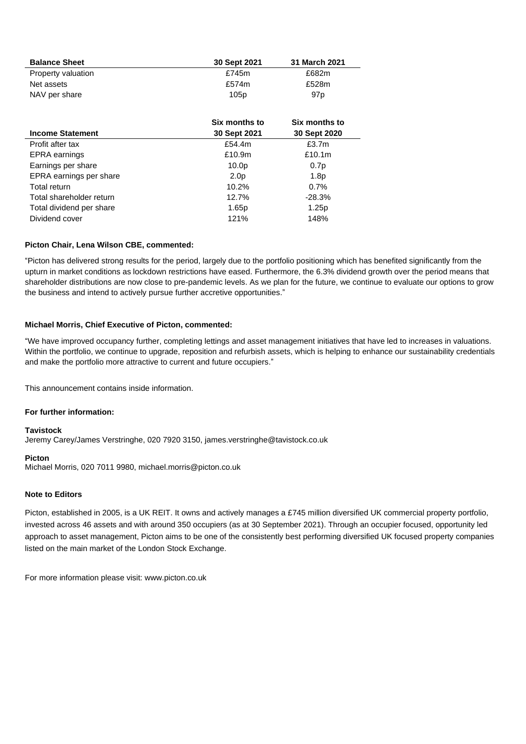| Balance Sheet | 30 Sept 2021 | 31 March 2021 |
|---|---|---|
| Property valuation | £745m | £682m |
| Net assets | £574m | £528m |
| NAV per share | 105p | 97p |

| Income Statement | Six months to 30 Sept 2021 | Six months to 30 Sept 2020 |
|---|---|---|
| Profit after tax | £54.4m | £3.7m |
| EPRA earnings | £10.9m | £10.1m |
| Earnings per share | 10.0p | 0.7p |
| EPRA earnings per share | 2.0p | 1.8p |
| Total return | 10.2% | 0.7% |
| Total shareholder return | 12.7% | -28.3% |
| Total dividend per share | 1.65p | 1.25p |
| Dividend cover | 121% | 148% |

**Picton Chair, Lena Wilson CBE, commented:**

"Picton has delivered strong results for the period, largely due to the portfolio positioning which has benefited significantly from the upturn in market conditions as lockdown restrictions have eased. Furthermore, the 6.3% dividend growth over the period means that shareholder distributions are now close to pre-pandemic levels. As we plan for the future, we continue to evaluate our options to grow the business and intend to actively pursue further accretive opportunities."

**Michael Morris, Chief Executive of Picton, commented:**

"We have improved occupancy further, completing lettings and asset management initiatives that have led to increases in valuations. Within the portfolio, we continue to upgrade, reposition and refurbish assets, which is helping to enhance our sustainability credentials and make the portfolio more attractive to current and future occupiers."

This announcement contains inside information.

**For further information:**

**Tavistock**
Jeremy Carey/James Verstringhe, 020 7920 3150, james.verstringhe@tavistock.co.uk

**Picton**
Michael Morris, 020 7011 9980, michael.morris@picton.co.uk

**Note to Editors**

Picton, established in 2005, is a UK REIT. It owns and actively manages a £745 million diversified UK commercial property portfolio, invested across 46 assets and with around 350 occupiers (as at 30 September 2021). Through an occupier focused, opportunity led approach to asset management, Picton aims to be one of the consistently best performing diversified UK focused property companies listed on the main market of the London Stock Exchange.

For more information please visit: www.picton.co.uk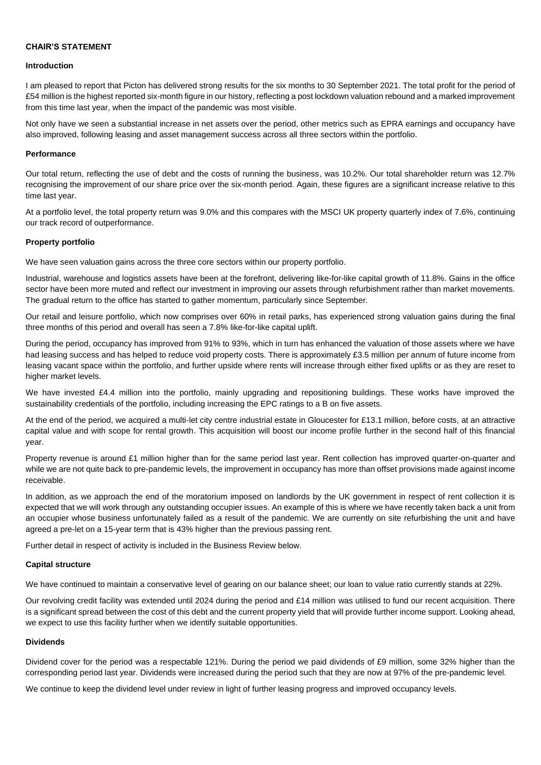## CHAIR'S STATEMENT

### Introduction

I am pleased to report that Picton has delivered strong results for the six months to 30 September 2021. The total profit for the period of £54 million is the highest reported six-month figure in our history, reflecting a post lockdown valuation rebound and a marked improvement from this time last year, when the impact of the pandemic was most visible.

Not only have we seen a substantial increase in net assets over the period, other metrics such as EPRA earnings and occupancy have also improved, following leasing and asset management success across all three sectors within the portfolio.

### Performance

Our total return, reflecting the use of debt and the costs of running the business, was 10.2%. Our total shareholder return was 12.7% recognising the improvement of our share price over the six-month period. Again, these figures are a significant increase relative to this time last year.

At a portfolio level, the total property return was 9.0% and this compares with the MSCI UK property quarterly index of 7.6%, continuing our track record of outperformance.

### Property portfolio

We have seen valuation gains across the three core sectors within our property portfolio.

Industrial, warehouse and logistics assets have been at the forefront, delivering like-for-like capital growth of 11.8%. Gains in the office sector have been more muted and reflect our investment in improving our assets through refurbishment rather than market movements. The gradual return to the office has started to gather momentum, particularly since September.

Our retail and leisure portfolio, which now comprises over 60% in retail parks, has experienced strong valuation gains during the final three months of this period and overall has seen a 7.8% like-for-like capital uplift.

During the period, occupancy has improved from 91% to 93%, which in turn has enhanced the valuation of those assets where we have had leasing success and has helped to reduce void property costs. There is approximately £3.5 million per annum of future income from leasing vacant space within the portfolio, and further upside where rents will increase through either fixed uplifts or as they are reset to higher market levels.

We have invested £4.4 million into the portfolio, mainly upgrading and repositioning buildings. These works have improved the sustainability credentials of the portfolio, including increasing the EPC ratings to a B on five assets.

At the end of the period, we acquired a multi-let city centre industrial estate in Gloucester for £13.1 million, before costs, at an attractive capital value and with scope for rental growth. This acquisition will boost our income profile further in the second half of this financial year.

Property revenue is around £1 million higher than for the same period last year. Rent collection has improved quarter-on-quarter and while we are not quite back to pre-pandemic levels, the improvement in occupancy has more than offset provisions made against income receivable.

In addition, as we approach the end of the moratorium imposed on landlords by the UK government in respect of rent collection it is expected that we will work through any outstanding occupier issues. An example of this is where we have recently taken back a unit from an occupier whose business unfortunately failed as a result of the pandemic. We are currently on site refurbishing the unit and have agreed a pre-let on a 15-year term that is 43% higher than the previous passing rent.

Further detail in respect of activity is included in the Business Review below.

### Capital structure

We have continued to maintain a conservative level of gearing on our balance sheet; our loan to value ratio currently stands at 22%.

Our revolving credit facility was extended until 2024 during the period and £14 million was utilised to fund our recent acquisition. There is a significant spread between the cost of this debt and the current property yield that will provide further income support. Looking ahead, we expect to use this facility further when we identify suitable opportunities.

### Dividends

Dividend cover for the period was a respectable 121%. During the period we paid dividends of £9 million, some 32% higher than the corresponding period last year. Dividends were increased during the period such that they are now at 97% of the pre-pandemic level.

We continue to keep the dividend level under review in light of further leasing progress and improved occupancy levels.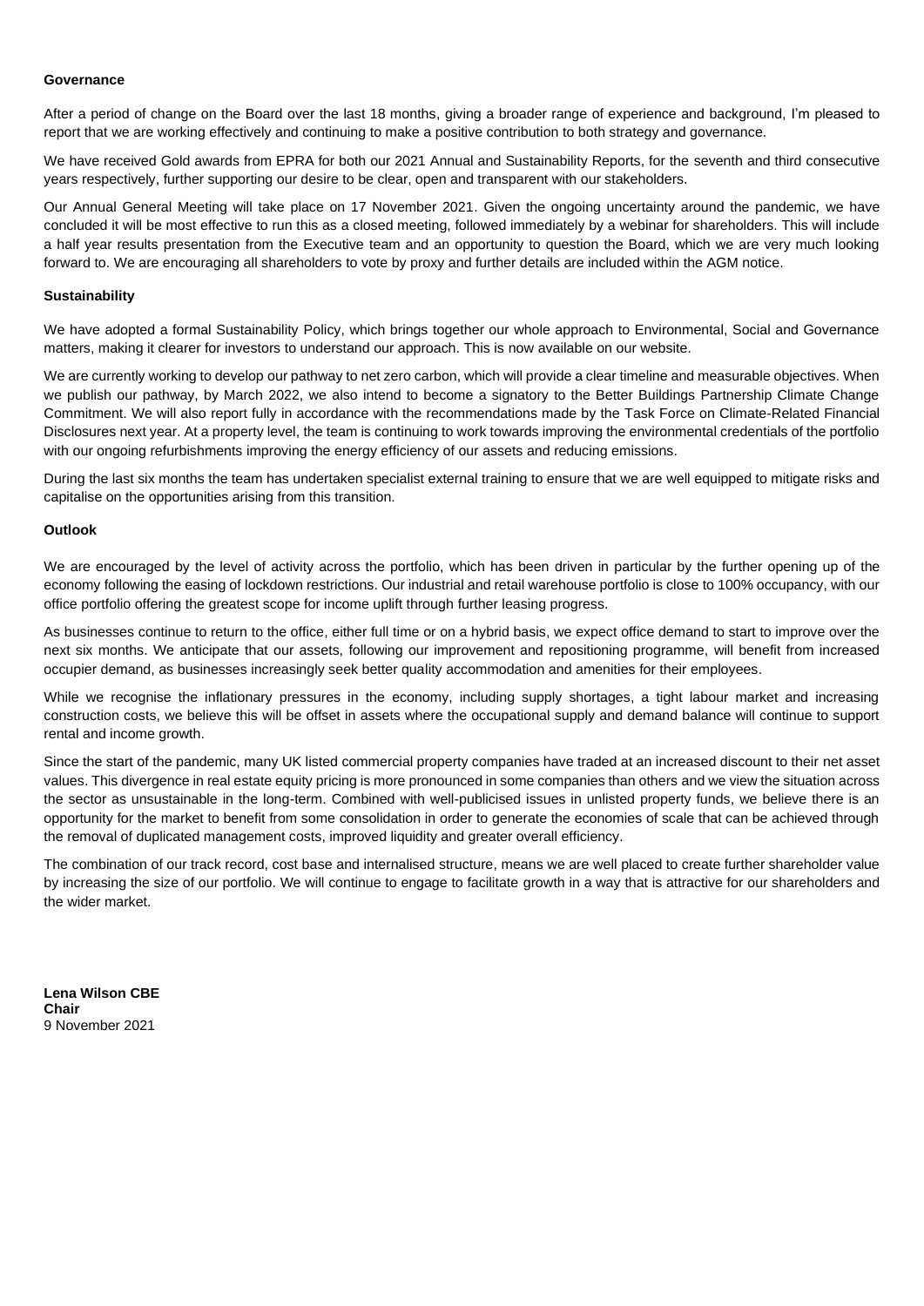**Governance**

After a period of change on the Board over the last 18 months, giving a broader range of experience and background, I'm pleased to report that we are working effectively and continuing to make a positive contribution to both strategy and governance.

We have received Gold awards from EPRA for both our 2021 Annual and Sustainability Reports, for the seventh and third consecutive years respectively, further supporting our desire to be clear, open and transparent with our stakeholders.

Our Annual General Meeting will take place on 17 November 2021. Given the ongoing uncertainty around the pandemic, we have concluded it will be most effective to run this as a closed meeting, followed immediately by a webinar for shareholders. This will include a half year results presentation from the Executive team and an opportunity to question the Board, which we are very much looking forward to. We are encouraging all shareholders to vote by proxy and further details are included within the AGM notice.

**Sustainability**

We have adopted a formal Sustainability Policy, which brings together our whole approach to Environmental, Social and Governance matters, making it clearer for investors to understand our approach. This is now available on our website.

We are currently working to develop our pathway to net zero carbon, which will provide a clear timeline and measurable objectives. When we publish our pathway, by March 2022, we also intend to become a signatory to the Better Buildings Partnership Climate Change Commitment. We will also report fully in accordance with the recommendations made by the Task Force on Climate-Related Financial Disclosures next year. At a property level, the team is continuing to work towards improving the environmental credentials of the portfolio with our ongoing refurbishments improving the energy efficiency of our assets and reducing emissions.

During the last six months the team has undertaken specialist external training to ensure that we are well equipped to mitigate risks and capitalise on the opportunities arising from this transition.

**Outlook**

We are encouraged by the level of activity across the portfolio, which has been driven in particular by the further opening up of the economy following the easing of lockdown restrictions. Our industrial and retail warehouse portfolio is close to 100% occupancy, with our office portfolio offering the greatest scope for income uplift through further leasing progress.

As businesses continue to return to the office, either full time or on a hybrid basis, we expect office demand to start to improve over the next six months. We anticipate that our assets, following our improvement and repositioning programme, will benefit from increased occupier demand, as businesses increasingly seek better quality accommodation and amenities for their employees.

While we recognise the inflationary pressures in the economy, including supply shortages, a tight labour market and increasing construction costs, we believe this will be offset in assets where the occupational supply and demand balance will continue to support rental and income growth.

Since the start of the pandemic, many UK listed commercial property companies have traded at an increased discount to their net asset values. This divergence in real estate equity pricing is more pronounced in some companies than others and we view the situation across the sector as unsustainable in the long-term. Combined with well-publicised issues in unlisted property funds, we believe there is an opportunity for the market to benefit from some consolidation in order to generate the economies of scale that can be achieved through the removal of duplicated management costs, improved liquidity and greater overall efficiency.

The combination of our track record, cost base and internalised structure, means we are well placed to create further shareholder value by increasing the size of our portfolio. We will continue to engage to facilitate growth in a way that is attractive for our shareholders and the wider market.

**Lena Wilson CBE**
**Chair**
9 November 2021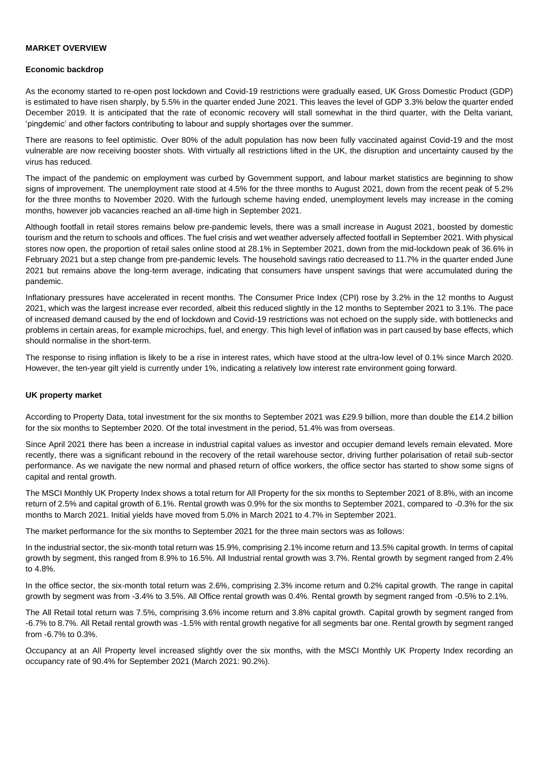**MARKET OVERVIEW**

**Economic backdrop**

As the economy started to re-open post lockdown and Covid-19 restrictions were gradually eased, UK Gross Domestic Product (GDP) is estimated to have risen sharply, by 5.5% in the quarter ended June 2021. This leaves the level of GDP 3.3% below the quarter ended December 2019. It is anticipated that the rate of economic recovery will stall somewhat in the third quarter, with the Delta variant, 'pingdemic' and other factors contributing to labour and supply shortages over the summer.

There are reasons to feel optimistic. Over 80% of the adult population has now been fully vaccinated against Covid-19 and the most vulnerable are now receiving booster shots. With virtually all restrictions lifted in the UK, the disruption and uncertainty caused by the virus has reduced.

The impact of the pandemic on employment was curbed by Government support, and labour market statistics are beginning to show signs of improvement. The unemployment rate stood at 4.5% for the three months to August 2021, down from the recent peak of 5.2% for the three months to November 2020. With the furlough scheme having ended, unemployment levels may increase in the coming months, however job vacancies reached an all-time high in September 2021.

Although footfall in retail stores remains below pre-pandemic levels, there was a small increase in August 2021, boosted by domestic tourism and the return to schools and offices. The fuel crisis and wet weather adversely affected footfall in September 2021. With physical stores now open, the proportion of retail sales online stood at 28.1% in September 2021, down from the mid-lockdown peak of 36.6% in February 2021 but a step change from pre-pandemic levels. The household savings ratio decreased to 11.7% in the quarter ended June 2021 but remains above the long-term average, indicating that consumers have unspent savings that were accumulated during the pandemic.

Inflationary pressures have accelerated in recent months. The Consumer Price Index (CPI) rose by 3.2% in the 12 months to August 2021, which was the largest increase ever recorded, albeit this reduced slightly in the 12 months to September 2021 to 3.1%. The pace of increased demand caused by the end of lockdown and Covid-19 restrictions was not echoed on the supply side, with bottlenecks and problems in certain areas, for example microchips, fuel, and energy. This high level of inflation was in part caused by base effects, which should normalise in the short-term.

The response to rising inflation is likely to be a rise in interest rates, which have stood at the ultra-low level of 0.1% since March 2020. However, the ten-year gilt yield is currently under 1%, indicating a relatively low interest rate environment going forward.

**UK property market**

According to Property Data, total investment for the six months to September 2021 was £29.9 billion, more than double the £14.2 billion for the six months to September 2020. Of the total investment in the period, 51.4% was from overseas.

Since April 2021 there has been a increase in industrial capital values as investor and occupier demand levels remain elevated. More recently, there was a significant rebound in the recovery of the retail warehouse sector, driving further polarisation of retail sub-sector performance. As we navigate the new normal and phased return of office workers, the office sector has started to show some signs of capital and rental growth.

The MSCI Monthly UK Property Index shows a total return for All Property for the six months to September 2021 of 8.8%, with an income return of 2.5% and capital growth of 6.1%. Rental growth was 0.9% for the six months to September 2021, compared to -0.3% for the six months to March 2021. Initial yields have moved from 5.0% in March 2021 to 4.7% in September 2021.

The market performance for the six months to September 2021 for the three main sectors was as follows:

In the industrial sector, the six-month total return was 15.9%, comprising 2.1% income return and 13.5% capital growth. In terms of capital growth by segment, this ranged from 8.9% to 16.5%. All Industrial rental growth was 3.7%. Rental growth by segment ranged from 2.4% to 4.8%.

In the office sector, the six-month total return was 2.6%, comprising 2.3% income return and 0.2% capital growth. The range in capital growth by segment was from -3.4% to 3.5%. All Office rental growth was 0.4%. Rental growth by segment ranged from -0.5% to 2.1%.

The All Retail total return was 7.5%, comprising 3.6% income return and 3.8% capital growth. Capital growth by segment ranged from -6.7% to 8.7%. All Retail rental growth was -1.5% with rental growth negative for all segments bar one. Rental growth by segment ranged from -6.7% to 0.3%.

Occupancy at an All Property level increased slightly over the six months, with the MSCI Monthly UK Property Index recording an occupancy rate of 90.4% for September 2021 (March 2021: 90.2%).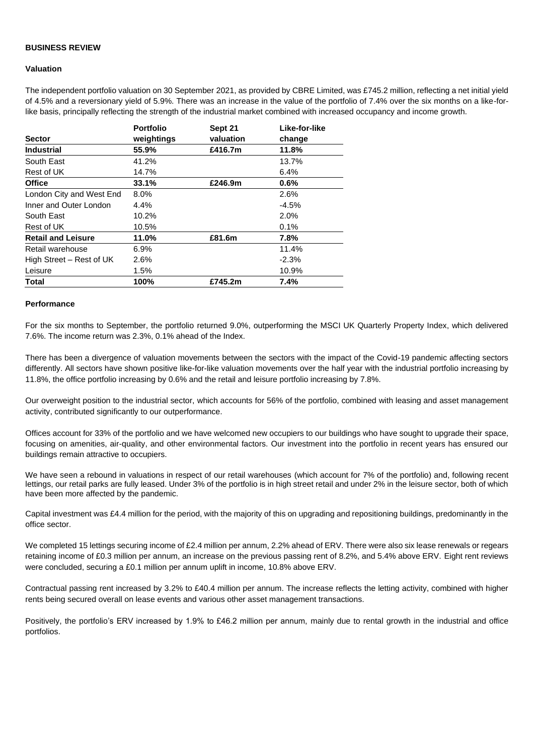**BUSINESS REVIEW**

**Valuation**

The independent portfolio valuation on 30 September 2021, as provided by CBRE Limited, was £745.2 million, reflecting a net initial yield of 4.5% and a reversionary yield of 5.9%. There was an increase in the value of the portfolio of 7.4% over the six months on a like-for-like basis, principally reflecting the strength of the industrial market combined with increased occupancy and income growth.

| Sector | Portfolio weightings | Sept 21 valuation | Like-for-like change |
|---|---|---|---|
| **Industrial** | **55.9%** | **£416.7m** | **11.8%** |
| South East | 41.2% | | 13.7% |
| Rest of UK | 14.7% | | 6.4% |
| **Office** | **33.1%** | **£246.9m** | **0.6%** |
| London City and West End | 8.0% | | 2.6% |
| Inner and Outer London | 4.4% | | -4.5% |
| South East | 10.2% | | 2.0% |
| Rest of UK | 10.5% | | 0.1% |
| **Retail and Leisure** | **11.0%** | **£81.6m** | **7.8%** |
| Retail warehouse | 6.9% | | 11.4% |
| High Street – Rest of UK | 2.6% | | -2.3% |
| Leisure | 1.5% | | 10.9% |
| **Total** | **100%** | **£745.2m** | **7.4%** |

**Performance**

For the six months to September, the portfolio returned 9.0%, outperforming the MSCI UK Quarterly Property Index, which delivered 7.6%. The income return was 2.3%, 0.1% ahead of the Index.

There has been a divergence of valuation movements between the sectors with the impact of the Covid-19 pandemic affecting sectors differently. All sectors have shown positive like-for-like valuation movements over the half year with the industrial portfolio increasing by 11.8%, the office portfolio increasing by 0.6% and the retail and leisure portfolio increasing by 7.8%.

Our overweight position to the industrial sector, which accounts for 56% of the portfolio, combined with leasing and asset management activity, contributed significantly to our outperformance.

Offices account for 33% of the portfolio and we have welcomed new occupiers to our buildings who have sought to upgrade their space, focusing on amenities, air-quality, and other environmental factors. Our investment into the portfolio in recent years has ensured our buildings remain attractive to occupiers.

We have seen a rebound in valuations in respect of our retail warehouses (which account for 7% of the portfolio) and, following recent lettings, our retail parks are fully leased. Under 3% of the portfolio is in high street retail and under 2% in the leisure sector, both of which have been more affected by the pandemic.

Capital investment was £4.4 million for the period, with the majority of this on upgrading and repositioning buildings, predominantly in the office sector.

We completed 15 lettings securing income of £2.4 million per annum, 2.2% ahead of ERV. There were also six lease renewals or regears retaining income of £0.3 million per annum, an increase on the previous passing rent of 8.2%, and 5.4% above ERV. Eight rent reviews were concluded, securing a £0.1 million per annum uplift in income, 10.8% above ERV.

Contractual passing rent increased by 3.2% to £40.4 million per annum. The increase reflects the letting activity, combined with higher rents being secured overall on lease events and various other asset management transactions.

Positively, the portfolio's ERV increased by 1.9% to £46.2 million per annum, mainly due to rental growth in the industrial and office portfolios.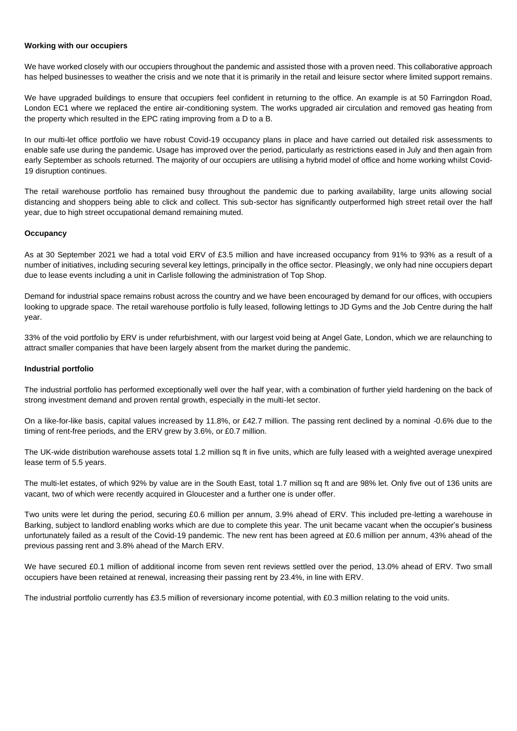**Working with our occupiers**

We have worked closely with our occupiers throughout the pandemic and assisted those with a proven need. This collaborative approach has helped businesses to weather the crisis and we note that it is primarily in the retail and leisure sector where limited support remains.

We have upgraded buildings to ensure that occupiers feel confident in returning to the office. An example is at 50 Farringdon Road, London EC1 where we replaced the entire air-conditioning system. The works upgraded air circulation and removed gas heating from the property which resulted in the EPC rating improving from a D to a B.

In our multi-let office portfolio we have robust Covid-19 occupancy plans in place and have carried out detailed risk assessments to enable safe use during the pandemic. Usage has improved over the period, particularly as restrictions eased in July and then again from early September as schools returned. The majority of our occupiers are utilising a hybrid model of office and home working whilst Covid-19 disruption continues.

The retail warehouse portfolio has remained busy throughout the pandemic due to parking availability, large units allowing social distancing and shoppers being able to click and collect. This sub-sector has significantly outperformed high street retail over the half year, due to high street occupational demand remaining muted.

**Occupancy**

As at 30 September 2021 we had a total void ERV of £3.5 million and have increased occupancy from 91% to 93% as a result of a number of initiatives, including securing several key lettings, principally in the office sector. Pleasingly, we only had nine occupiers depart due to lease events including a unit in Carlisle following the administration of Top Shop.

Demand for industrial space remains robust across the country and we have been encouraged by demand for our offices, with occupiers looking to upgrade space. The retail warehouse portfolio is fully leased, following lettings to JD Gyms and the Job Centre during the half year.

33% of the void portfolio by ERV is under refurbishment, with our largest void being at Angel Gate, London, which we are relaunching to attract smaller companies that have been largely absent from the market during the pandemic.

**Industrial portfolio**

The industrial portfolio has performed exceptionally well over the half year, with a combination of further yield hardening on the back of strong investment demand and proven rental growth, especially in the multi-let sector.

On a like-for-like basis, capital values increased by 11.8%, or £42.7 million. The passing rent declined by a nominal -0.6% due to the timing of rent-free periods, and the ERV grew by 3.6%, or £0.7 million.

The UK-wide distribution warehouse assets total 1.2 million sq ft in five units, which are fully leased with a weighted average unexpired lease term of 5.5 years.

The multi-let estates, of which 92% by value are in the South East, total 1.7 million sq ft and are 98% let. Only five out of 136 units are vacant, two of which were recently acquired in Gloucester and a further one is under offer.

Two units were let during the period, securing £0.6 million per annum, 3.9% ahead of ERV. This included pre-letting a warehouse in Barking, subject to landlord enabling works which are due to complete this year. The unit became vacant when the occupier's business unfortunately failed as a result of the Covid-19 pandemic. The new rent has been agreed at £0.6 million per annum, 43% ahead of the previous passing rent and 3.8% ahead of the March ERV.

We have secured £0.1 million of additional income from seven rent reviews settled over the period, 13.0% ahead of ERV. Two small occupiers have been retained at renewal, increasing their passing rent by 23.4%, in line with ERV.

The industrial portfolio currently has £3.5 million of reversionary income potential, with £0.3 million relating to the void units.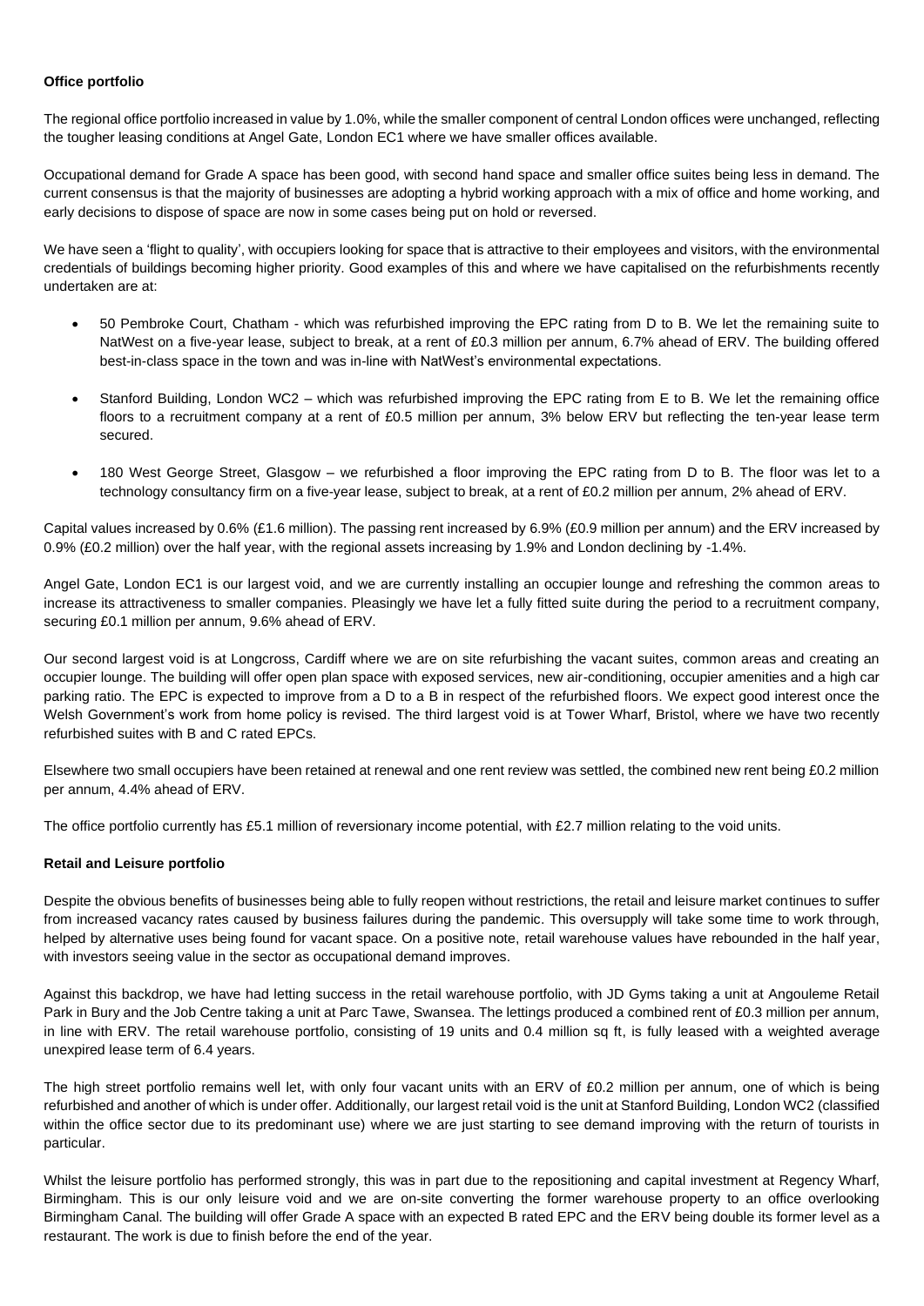**Office portfolio**

The regional office portfolio increased in value by 1.0%, while the smaller component of central London offices were unchanged, reflecting the tougher leasing conditions at Angel Gate, London EC1 where we have smaller offices available.

Occupational demand for Grade A space has been good, with second hand space and smaller office suites being less in demand. The current consensus is that the majority of businesses are adopting a hybrid working approach with a mix of office and home working, and early decisions to dispose of space are now in some cases being put on hold or reversed.

We have seen a 'flight to quality', with occupiers looking for space that is attractive to their employees and visitors, with the environmental credentials of buildings becoming higher priority. Good examples of this and where we have capitalised on the refurbishments recently undertaken are at:

- 50 Pembroke Court, Chatham - which was refurbished improving the EPC rating from D to B. We let the remaining suite to NatWest on a five-year lease, subject to break, at a rent of £0.3 million per annum, 6.7% ahead of ERV. The building offered best-in-class space in the town and was in-line with NatWest's environmental expectations.
- Stanford Building, London WC2 – which was refurbished improving the EPC rating from E to B. We let the remaining office floors to a recruitment company at a rent of £0.5 million per annum, 3% below ERV but reflecting the ten-year lease term secured.
- 180 West George Street, Glasgow – we refurbished a floor improving the EPC rating from D to B. The floor was let to a technology consultancy firm on a five-year lease, subject to break, at a rent of £0.2 million per annum, 2% ahead of ERV.

Capital values increased by 0.6% (£1.6 million). The passing rent increased by 6.9% (£0.9 million per annum) and the ERV increased by 0.9% (£0.2 million) over the half year, with the regional assets increasing by 1.9% and London declining by -1.4%.

Angel Gate, London EC1 is our largest void, and we are currently installing an occupier lounge and refreshing the common areas to increase its attractiveness to smaller companies. Pleasingly we have let a fully fitted suite during the period to a recruitment company, securing £0.1 million per annum, 9.6% ahead of ERV.

Our second largest void is at Longcross, Cardiff where we are on site refurbishing the vacant suites, common areas and creating an occupier lounge. The building will offer open plan space with exposed services, new air-conditioning, occupier amenities and a high car parking ratio. The EPC is expected to improve from a D to a B in respect of the refurbished floors. We expect good interest once the Welsh Government's work from home policy is revised. The third largest void is at Tower Wharf, Bristol, where we have two recently refurbished suites with B and C rated EPCs.

Elsewhere two small occupiers have been retained at renewal and one rent review was settled, the combined new rent being £0.2 million per annum, 4.4% ahead of ERV.

The office portfolio currently has £5.1 million of reversionary income potential, with £2.7 million relating to the void units.

**Retail and Leisure portfolio**

Despite the obvious benefits of businesses being able to fully reopen without restrictions, the retail and leisure market continues to suffer from increased vacancy rates caused by business failures during the pandemic. This oversupply will take some time to work through, helped by alternative uses being found for vacant space. On a positive note, retail warehouse values have rebounded in the half year, with investors seeing value in the sector as occupational demand improves.

Against this backdrop, we have had letting success in the retail warehouse portfolio, with JD Gyms taking a unit at Angouleme Retail Park in Bury and the Job Centre taking a unit at Parc Tawe, Swansea. The lettings produced a combined rent of £0.3 million per annum, in line with ERV. The retail warehouse portfolio, consisting of 19 units and 0.4 million sq ft, is fully leased with a weighted average unexpired lease term of 6.4 years.

The high street portfolio remains well let, with only four vacant units with an ERV of £0.2 million per annum, one of which is being refurbished and another of which is under offer. Additionally, our largest retail void is the unit at Stanford Building, London WC2 (classified within the office sector due to its predominant use) where we are just starting to see demand improving with the return of tourists in particular.

Whilst the leisure portfolio has performed strongly, this was in part due to the repositioning and capital investment at Regency Wharf, Birmingham. This is our only leisure void and we are on-site converting the former warehouse property to an office overlooking Birmingham Canal. The building will offer Grade A space with an expected B rated EPC and the ERV being double its former level as a restaurant. The work is due to finish before the end of the year.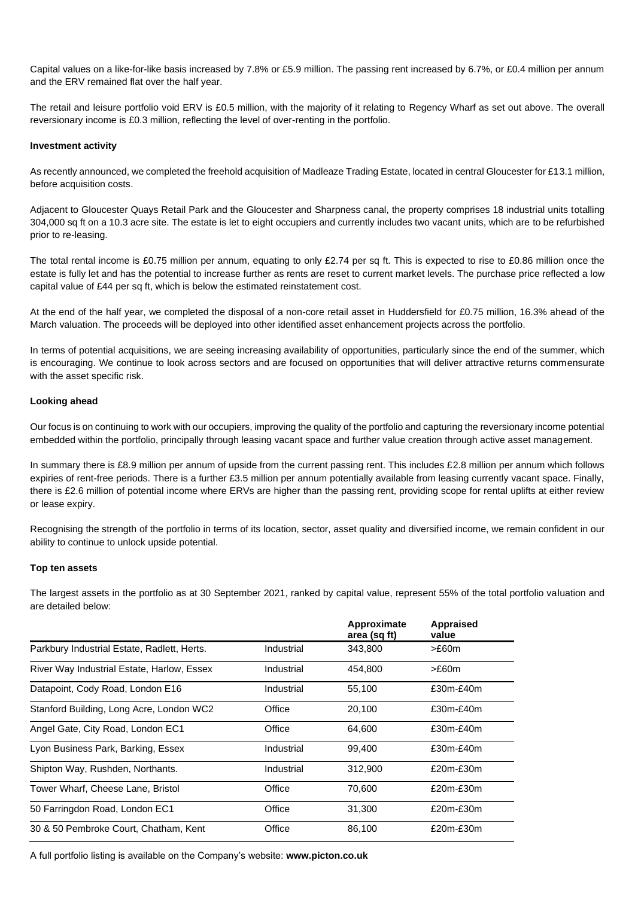Capital values on a like-for-like basis increased by 7.8% or £5.9 million. The passing rent increased by 6.7%, or £0.4 million per annum and the ERV remained flat over the half year.

The retail and leisure portfolio void ERV is £0.5 million, with the majority of it relating to Regency Wharf as set out above. The overall reversionary income is £0.3 million, reflecting the level of over-renting in the portfolio.

**Investment activity**

As recently announced, we completed the freehold acquisition of Madleaze Trading Estate, located in central Gloucester for £13.1 million, before acquisition costs.

Adjacent to Gloucester Quays Retail Park and the Gloucester and Sharpness canal, the property comprises 18 industrial units totalling 304,000 sq ft on a 10.3 acre site. The estate is let to eight occupiers and currently includes two vacant units, which are to be refurbished prior to re-leasing.

The total rental income is £0.75 million per annum, equating to only £2.74 per sq ft. This is expected to rise to £0.86 million once the estate is fully let and has the potential to increase further as rents are reset to current market levels. The purchase price reflected a low capital value of £44 per sq ft, which is below the estimated reinstatement cost.

At the end of the half year, we completed the disposal of a non-core retail asset in Huddersfield for £0.75 million, 16.3% ahead of the March valuation. The proceeds will be deployed into other identified asset enhancement projects across the portfolio.

In terms of potential acquisitions, we are seeing increasing availability of opportunities, particularly since the end of the summer, which is encouraging. We continue to look across sectors and are focused on opportunities that will deliver attractive returns commensurate with the asset specific risk.

**Looking ahead**

Our focus is on continuing to work with our occupiers, improving the quality of the portfolio and capturing the reversionary income potential embedded within the portfolio, principally through leasing vacant space and further value creation through active asset management.

In summary there is £8.9 million per annum of upside from the current passing rent. This includes £2.8 million per annum which follows expiries of rent-free periods. There is a further £3.5 million per annum potentially available from leasing currently vacant space. Finally, there is £2.6 million of potential income where ERVs are higher than the passing rent, providing scope for rental uplifts at either review or lease expiry.

Recognising the strength of the portfolio in terms of its location, sector, asset quality and diversified income, we remain confident in our ability to continue to unlock upside potential.

**Top ten assets**

The largest assets in the portfolio as at 30 September 2021, ranked by capital value, represent 55% of the total portfolio valuation and are detailed below:

| | | Approximate area (sq ft) | Appraised value |
|---|---|---|---|
| Parkbury Industrial Estate, Radlett, Herts. | Industrial | 343,800 | >£60m |
| River Way Industrial Estate, Harlow, Essex | Industrial | 454,800 | >£60m |
| Datapoint, Cody Road, London E16 | Industrial | 55,100 | £30m-£40m |
| Stanford Building, Long Acre, London WC2 | Office | 20,100 | £30m-£40m |
| Angel Gate, City Road, London EC1 | Office | 64,600 | £30m-£40m |
| Lyon Business Park, Barking, Essex | Industrial | 99,400 | £30m-£40m |
| Shipton Way, Rushden, Northants. | Industrial | 312,900 | £20m-£30m |
| Tower Wharf, Cheese Lane, Bristol | Office | 70,600 | £20m-£30m |
| 50 Farringdon Road, London EC1 | Office | 31,300 | £20m-£30m |
| 30 & 50 Pembroke Court, Chatham, Kent | Office | 86,100 | £20m-£30m |

A full portfolio listing is available on the Company's website: **www.picton.co.uk**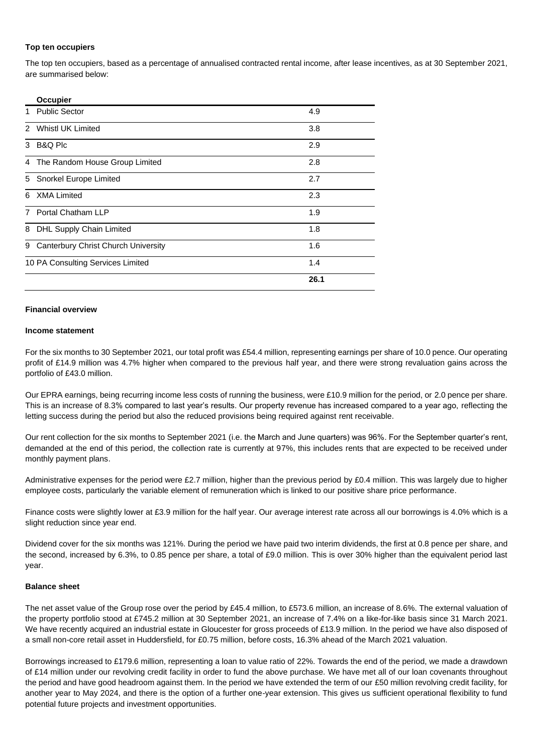**Top ten occupiers**

The top ten occupiers, based as a percentage of annualised contracted rental income, after lease incentives, as at 30 September 2021, are summarised below:

| Occupier | |
|---|---|
| 1 Public Sector | 4.9 |
| 2 Whistl UK Limited | 3.8 |
| 3 B&Q Plc | 2.9 |
| 4 The Random House Group Limited | 2.8 |
| 5 Snorkel Europe Limited | 2.7 |
| 6 XMA Limited | 2.3 |
| 7 Portal Chatham LLP | 1.9 |
| 8 DHL Supply Chain Limited | 1.8 |
| 9 Canterbury Christ Church University | 1.6 |
| 10 PA Consulting Services Limited | 1.4 |
| | **26.1** |

**Financial overview**

**Income statement**

For the six months to 30 September 2021, our total profit was £54.4 million, representing earnings per share of 10.0 pence. Our operating profit of £14.9 million was 4.7% higher when compared to the previous half year, and there were strong revaluation gains across the portfolio of £43.0 million.

Our EPRA earnings, being recurring income less costs of running the business, were £10.9 million for the period, or 2.0 pence per share. This is an increase of 8.3% compared to last year's results. Our property revenue has increased compared to a year ago, reflecting the letting success during the period but also the reduced provisions being required against rent receivable.

Our rent collection for the six months to September 2021 (i.e. the March and June quarters) was 96%. For the September quarter's rent, demanded at the end of this period, the collection rate is currently at 97%, this includes rents that are expected to be received under monthly payment plans.

Administrative expenses for the period were £2.7 million, higher than the previous period by £0.4 million. This was largely due to higher employee costs, particularly the variable element of remuneration which is linked to our positive share price performance.

Finance costs were slightly lower at £3.9 million for the half year. Our average interest rate across all our borrowings is 4.0% which is a slight reduction since year end.

Dividend cover for the six months was 121%. During the period we have paid two interim dividends, the first at 0.8 pence per share, and the second, increased by 6.3%, to 0.85 pence per share, a total of £9.0 million. This is over 30% higher than the equivalent period last year.

**Balance sheet**

The net asset value of the Group rose over the period by £45.4 million, to £573.6 million, an increase of 8.6%. The external valuation of the property portfolio stood at £745.2 million at 30 September 2021, an increase of 7.4% on a like-for-like basis since 31 March 2021. We have recently acquired an industrial estate in Gloucester for gross proceeds of £13.9 million. In the period we have also disposed of a small non-core retail asset in Huddersfield, for £0.75 million, before costs, 16.3% ahead of the March 2021 valuation.

Borrowings increased to £179.6 million, representing a loan to value ratio of 22%. Towards the end of the period, we made a drawdown of £14 million under our revolving credit facility in order to fund the above purchase. We have met all of our loan covenants throughout the period and have good headroom against them. In the period we have extended the term of our £50 million revolving credit facility, for another year to May 2024, and there is the option of a further one-year extension. This gives us sufficient operational flexibility to fund potential future projects and investment opportunities.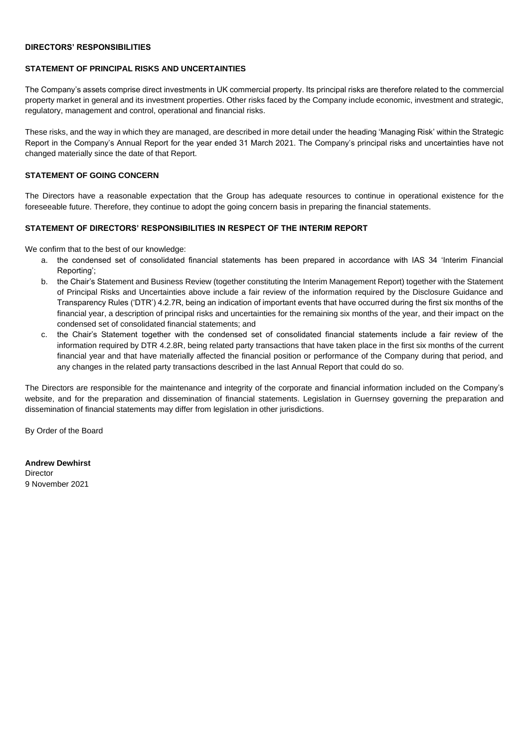## DIRECTORS' RESPONSIBILITIES

### STATEMENT OF PRINCIPAL RISKS AND UNCERTAINTIES

The Company's assets comprise direct investments in UK commercial property. Its principal risks are therefore related to the commercial property market in general and its investment properties. Other risks faced by the Company include economic, investment and strategic, regulatory, management and control, operational and financial risks.

These risks, and the way in which they are managed, are described in more detail under the heading 'Managing Risk' within the Strategic Report in the Company's Annual Report for the year ended 31 March 2021. The Company's principal risks and uncertainties have not changed materially since the date of that Report.

### STATEMENT OF GOING CONCERN

The Directors have a reasonable expectation that the Group has adequate resources to continue in operational existence for the foreseeable future. Therefore, they continue to adopt the going concern basis in preparing the financial statements.

### STATEMENT OF DIRECTORS' RESPONSIBILITIES IN RESPECT OF THE INTERIM REPORT

We confirm that to the best of our knowledge:

a. the condensed set of consolidated financial statements has been prepared in accordance with IAS 34 'Interim Financial Reporting';
b. the Chair's Statement and Business Review (together constituting the Interim Management Report) together with the Statement of Principal Risks and Uncertainties above include a fair review of the information required by the Disclosure Guidance and Transparency Rules ('DTR') 4.2.7R, being an indication of important events that have occurred during the first six months of the financial year, a description of principal risks and uncertainties for the remaining six months of the year, and their impact on the condensed set of consolidated financial statements; and
c. the Chair's Statement together with the condensed set of consolidated financial statements include a fair review of the information required by DTR 4.2.8R, being related party transactions that have taken place in the first six months of the current financial year and that have materially affected the financial position or performance of the Company during that period, and any changes in the related party transactions described in the last Annual Report that could do so.

The Directors are responsible for the maintenance and integrity of the corporate and financial information included on the Company's website, and for the preparation and dissemination of financial statements. Legislation in Guernsey governing the preparation and dissemination of financial statements may differ from legislation in other jurisdictions.

By Order of the Board

**Andrew Dewhirst**
Director
9 November 2021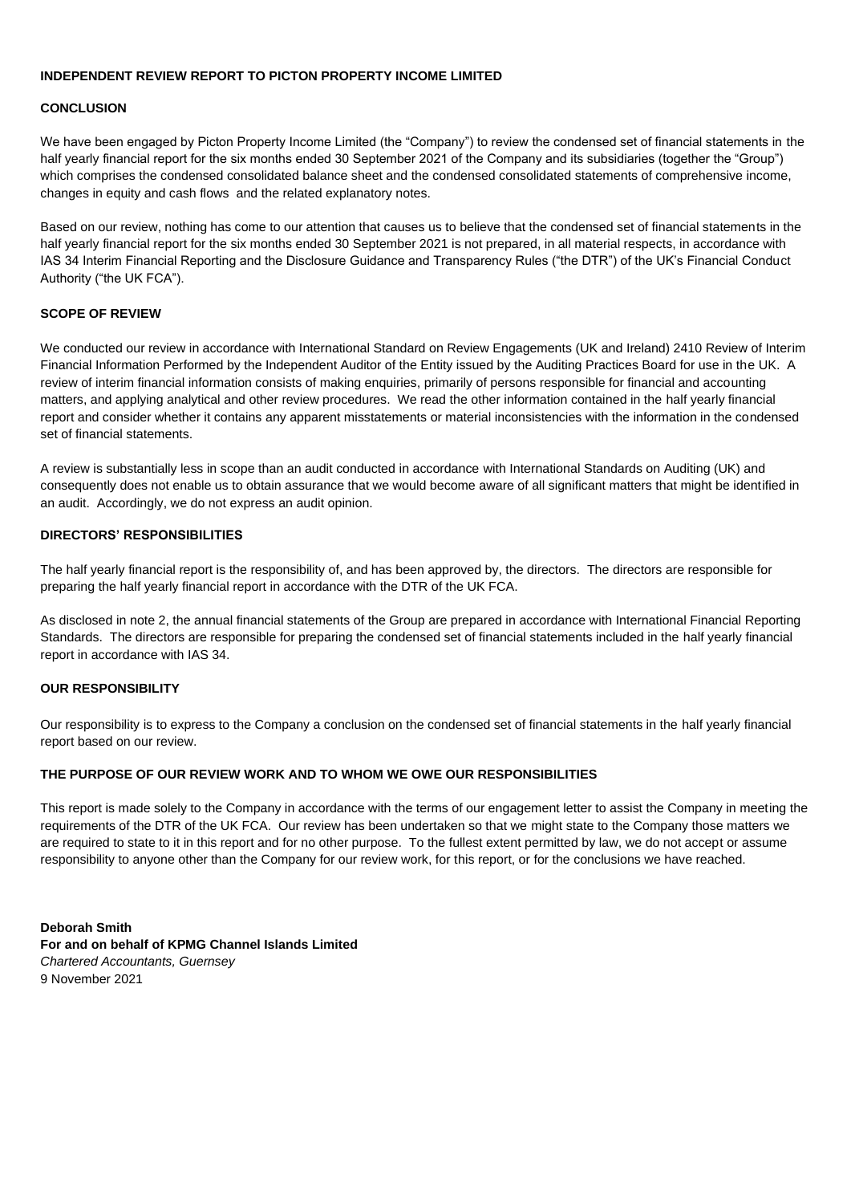## INDEPENDENT REVIEW REPORT TO PICTON PROPERTY INCOME LIMITED

### CONCLUSION

We have been engaged by Picton Property Income Limited (the "Company") to review the condensed set of financial statements in the half yearly financial report for the six months ended 30 September 2021 of the Company and its subsidiaries (together the "Group") which comprises the condensed consolidated balance sheet and the condensed consolidated statements of comprehensive income, changes in equity and cash flows and the related explanatory notes.

Based on our review, nothing has come to our attention that causes us to believe that the condensed set of financial statements in the half yearly financial report for the six months ended 30 September 2021 is not prepared, in all material respects, in accordance with IAS 34 Interim Financial Reporting and the Disclosure Guidance and Transparency Rules ("the DTR") of the UK's Financial Conduct Authority ("the UK FCA").

### SCOPE OF REVIEW

We conducted our review in accordance with International Standard on Review Engagements (UK and Ireland) 2410 Review of Interim Financial Information Performed by the Independent Auditor of the Entity issued by the Auditing Practices Board for use in the UK. A review of interim financial information consists of making enquiries, primarily of persons responsible for financial and accounting matters, and applying analytical and other review procedures. We read the other information contained in the half yearly financial report and consider whether it contains any apparent misstatements or material inconsistencies with the information in the condensed set of financial statements.

A review is substantially less in scope than an audit conducted in accordance with International Standards on Auditing (UK) and consequently does not enable us to obtain assurance that we would become aware of all significant matters that might be identified in an audit. Accordingly, we do not express an audit opinion.

### DIRECTORS' RESPONSIBILITIES

The half yearly financial report is the responsibility of, and has been approved by, the directors. The directors are responsible for preparing the half yearly financial report in accordance with the DTR of the UK FCA.

As disclosed in note 2, the annual financial statements of the Group are prepared in accordance with International Financial Reporting Standards. The directors are responsible for preparing the condensed set of financial statements included in the half yearly financial report in accordance with IAS 34.

### OUR RESPONSIBILITY

Our responsibility is to express to the Company a conclusion on the condensed set of financial statements in the half yearly financial report based on our review.

### THE PURPOSE OF OUR REVIEW WORK AND TO WHOM WE OWE OUR RESPONSIBILITIES

This report is made solely to the Company in accordance with the terms of our engagement letter to assist the Company in meeting the requirements of the DTR of the UK FCA. Our review has been undertaken so that we might state to the Company those matters we are required to state to it in this report and for no other purpose. To the fullest extent permitted by law, we do not accept or assume responsibility to anyone other than the Company for our review work, for this report, or for the conclusions we have reached.

**Deborah Smith**
**For and on behalf of KPMG Channel Islands Limited**
*Chartered Accountants, Guernsey*
9 November 2021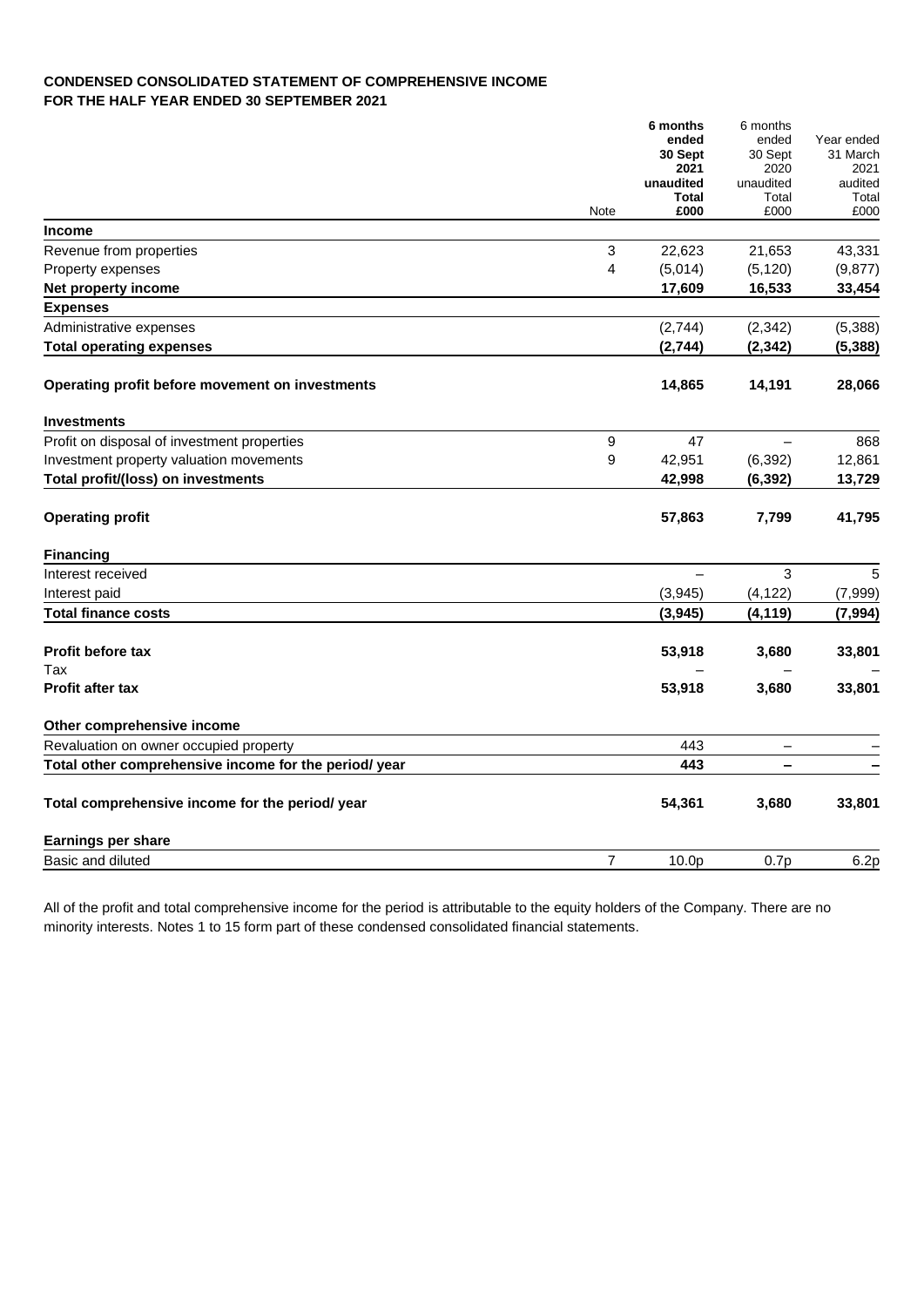**CONDENSED CONSOLIDATED STATEMENT OF COMPREHENSIVE INCOME**
**FOR THE HALF YEAR ENDED 30 SEPTEMBER 2021**

| | Note | **6 months ended 30 Sept 2021 unaudited Total £000** | 6 months ended 30 Sept 2020 unaudited Total £000 | Year ended 31 March 2021 audited Total £000 |
|---|---|---|---|---|
| **Income** | | | | |
| Revenue from properties | 3 | 22,623 | 21,653 | 43,331 |
| Property expenses | 4 | (5,014) | (5,120) | (9,877) |
| **Net property income** | | **17,609** | **16,533** | **33,454** |
| **Expenses** | | | | |
| Administrative expenses | | (2,744) | (2,342) | (5,388) |
| **Total operating expenses** | | **(2,744)** | **(2,342)** | **(5,388)** |
| **Operating profit before movement on investments** | | **14,865** | **14,191** | **28,066** |
| **Investments** | | | | |
| Profit on disposal of investment properties | 9 | 47 | – | 868 |
| Investment property valuation movements | 9 | 42,951 | (6,392) | 12,861 |
| **Total profit/(loss) on investments** | | **42,998** | **(6,392)** | **13,729** |
| **Operating profit** | | **57,863** | **7,799** | **41,795** |
| **Financing** | | | | |
| Interest received | | – | 3 | 5 |
| Interest paid | | (3,945) | (4,122) | (7,999) |
| **Total finance costs** | | **(3,945)** | **(4,119)** | **(7,994)** |
| **Profit before tax** | | **53,918** | **3,680** | **33,801** |
| Tax | | – | – | – |
| **Profit after tax** | | **53,918** | **3,680** | **33,801** |
| **Other comprehensive income** | | | | |
| Revaluation on owner occupied property | | 443 | – | – |
| **Total other comprehensive income for the period/ year** | | **443** | **–** | **–** |
| **Total comprehensive income for the period/ year** | | **54,361** | **3,680** | **33,801** |
| **Earnings per share** | | | | |
| Basic and diluted | 7 | 10.0p | 0.7p | 6.2p |

All of the profit and total comprehensive income for the period is attributable to the equity holders of the Company. There are no minority interests. Notes 1 to 15 form part of these condensed consolidated financial statements.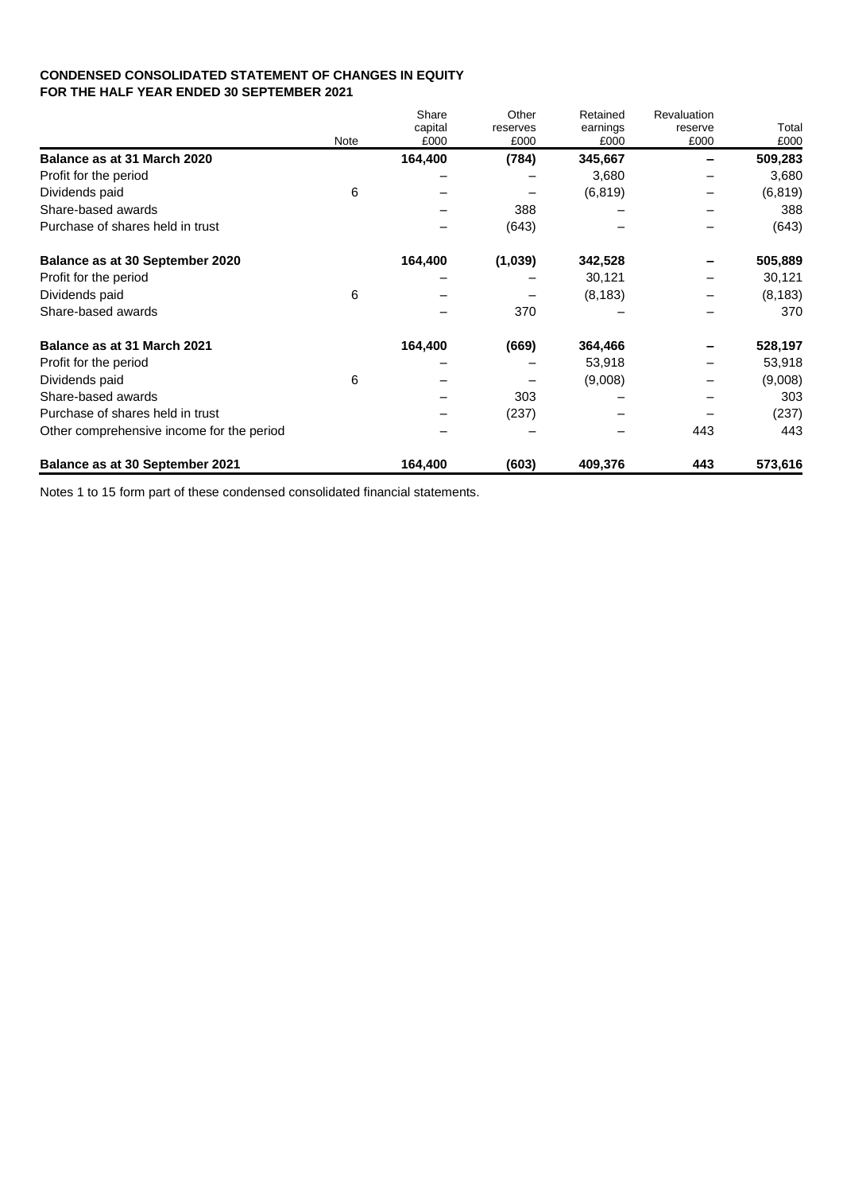**CONDENSED CONSOLIDATED STATEMENT OF CHANGES IN EQUITY**
**FOR THE HALF YEAR ENDED 30 SEPTEMBER 2021**

| | Note | Share capital £000 | Other reserves £000 | Retained earnings £000 | Revaluation reserve £000 | Total £000 |
|---|---|---|---|---|---|---|
| **Balance as at 31 March 2020** | | **164,400** | **(784)** | **345,667** | **–** | **509,283** |
| Profit for the period | | – | – | 3,680 | – | 3,680 |
| Dividends paid | 6 | – | – | (6,819) | – | (6,819) |
| Share-based awards | | – | 388 | – | – | 388 |
| Purchase of shares held in trust | | – | (643) | – | – | (643) |
| **Balance as at 30 September 2020** | | **164,400** | **(1,039)** | **342,528** | **–** | **505,889** |
| Profit for the period | | – | – | 30,121 | – | 30,121 |
| Dividends paid | 6 | – | – | (8,183) | – | (8,183) |
| Share-based awards | | – | 370 | – | – | 370 |
| **Balance as at 31 March 2021** | | **164,400** | **(669)** | **364,466** | **–** | **528,197** |
| Profit for the period | | – | – | 53,918 | – | 53,918 |
| Dividends paid | 6 | – | – | (9,008) | – | (9,008) |
| Share-based awards | | – | 303 | – | – | 303 |
| Purchase of shares held in trust | | – | (237) | – | – | (237) |
| Other comprehensive income for the period | | – | – | – | 443 | 443 |
| **Balance as at 30 September 2021** | | **164,400** | **(603)** | **409,376** | **443** | **573,616** |

Notes 1 to 15 form part of these condensed consolidated financial statements.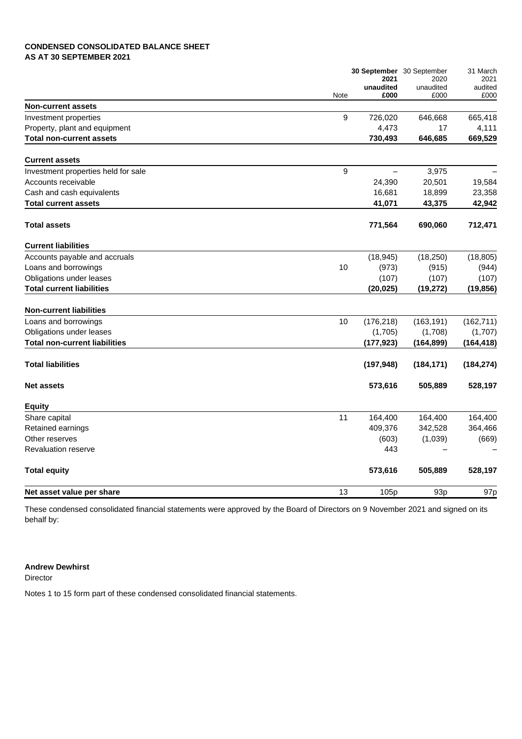**CONDENSED CONSOLIDATED BALANCE SHEET**
**AS AT 30 SEPTEMBER 2021**

| | Note | **30 September 2021 unaudited £000** | 30 September 2020 unaudited £000 | 31 March 2021 audited £000 |
|---|---|---|---|---|
| **Non-current assets** | | | | |
| Investment properties | 9 | 726,020 | 646,668 | 665,418 |
| Property, plant and equipment | | 4,473 | 17 | 4,111 |
| **Total non-current assets** | | **730,493** | **646,685** | **669,529** |
| | | | | |
| **Current assets** | | | | |
| Investment properties held for sale | 9 | – | 3,975 | – |
| Accounts receivable | | 24,390 | 20,501 | 19,584 |
| Cash and cash equivalents | | 16,681 | 18,899 | 23,358 |
| **Total current assets** | | **41,071** | **43,375** | **42,942** |
| | | | | |
| **Total assets** | | **771,564** | **690,060** | **712,471** |
| | | | | |
| **Current liabilities** | | | | |
| Accounts payable and accruals | | (18,945) | (18,250) | (18,805) |
| Loans and borrowings | 10 | (973) | (915) | (944) |
| Obligations under leases | | (107) | (107) | (107) |
| **Total current liabilities** | | **(20,025)** | **(19,272)** | **(19,856)** |
| | | | | |
| **Non-current liabilities** | | | | |
| Loans and borrowings | 10 | (176,218) | (163,191) | (162,711) |
| Obligations under leases | | (1,705) | (1,708) | (1,707) |
| **Total non-current liabilities** | | **(177,923)** | **(164,899)** | **(164,418)** |
| | | | | |
| **Total liabilities** | | **(197,948)** | **(184,171)** | **(184,274)** |
| | | | | |
| **Net assets** | | **573,616** | **505,889** | **528,197** |
| | | | | |
| **Equity** | | | | |
| Share capital | 11 | 164,400 | 164,400 | 164,400 |
| Retained earnings | | 409,376 | 342,528 | 364,466 |
| Other reserves | | (603) | (1,039) | (669) |
| Revaluation reserve | | 443 | – | – |
| | | | | |
| **Total equity** | | **573,616** | **505,889** | **528,197** |
| | | | | |
| **Net asset value per share** | 13 | 105p | 93p | 97p |

These condensed consolidated financial statements were approved by the Board of Directors on 9 November 2021 and signed on its behalf by:

**Andrew Dewhirst**
Director

Notes 1 to 15 form part of these condensed consolidated financial statements.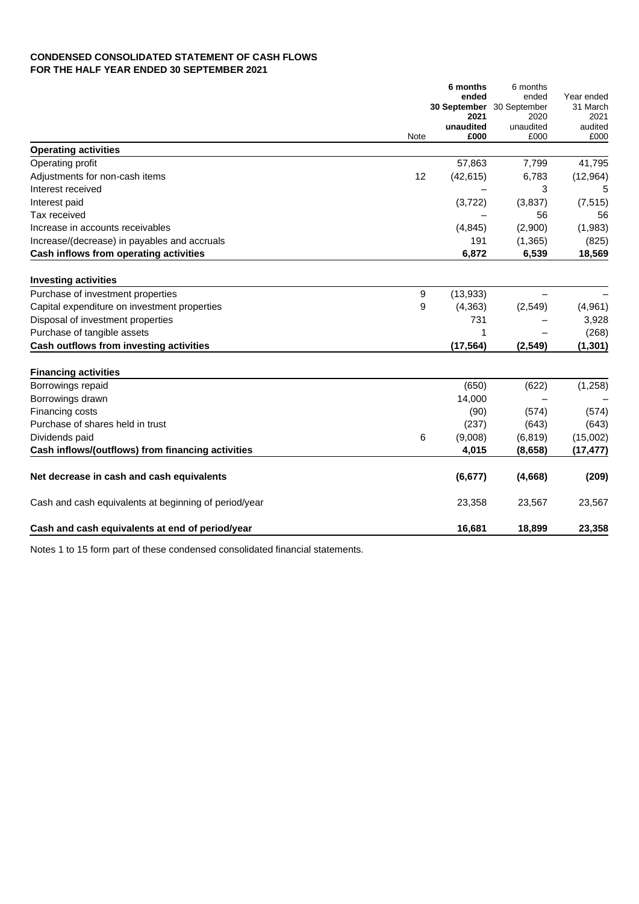**CONDENSED CONSOLIDATED STATEMENT OF CASH FLOWS**
**FOR THE HALF YEAR ENDED 30 SEPTEMBER 2021**

| | Note | **6 months ended 30 September 2021 unaudited £000** | 6 months ended 30 September 2020 unaudited £000 | Year ended 31 March 2021 audited £000 |
|---|---|---|---|---|
| **Operating activities** | | | | |
| Operating profit | | 57,863 | 7,799 | 41,795 |
| Adjustments for non-cash items | 12 | (42,615) | 6,783 | (12,964) |
| Interest received | | – | 3 | 5 |
| Interest paid | | (3,722) | (3,837) | (7,515) |
| Tax received | | – | 56 | 56 |
| Increase in accounts receivables | | (4,845) | (2,900) | (1,983) |
| Increase/(decrease) in payables and accruals | | 191 | (1,365) | (825) |
| **Cash inflows from operating activities** | | **6,872** | **6,539** | **18,569** |
| **Investing activities** | | | | |
| Purchase of investment properties | 9 | (13,933) | – | – |
| Capital expenditure on investment properties | 9 | (4,363) | (2,549) | (4,961) |
| Disposal of investment properties | | 731 | – | 3,928 |
| Purchase of tangible assets | | 1 | – | (268) |
| **Cash outflows from investing activities** | | **(17,564)** | **(2,549)** | **(1,301)** |
| **Financing activities** | | | | |
| Borrowings repaid | | (650) | (622) | (1,258) |
| Borrowings drawn | | 14,000 | – | – |
| Financing costs | | (90) | (574) | (574) |
| Purchase of shares held in trust | | (237) | (643) | (643) |
| Dividends paid | 6 | (9,008) | (6,819) | (15,002) |
| **Cash inflows/(outflows) from financing activities** | | **4,015** | **(8,658)** | **(17,477)** |
| **Net decrease in cash and cash equivalents** | | **(6,677)** | **(4,668)** | **(209)** |
| Cash and cash equivalents at beginning of period/year | | 23,358 | 23,567 | 23,567 |
| **Cash and cash equivalents at end of period/year** | | **16,681** | **18,899** | **23,358** |

Notes 1 to 15 form part of these condensed consolidated financial statements.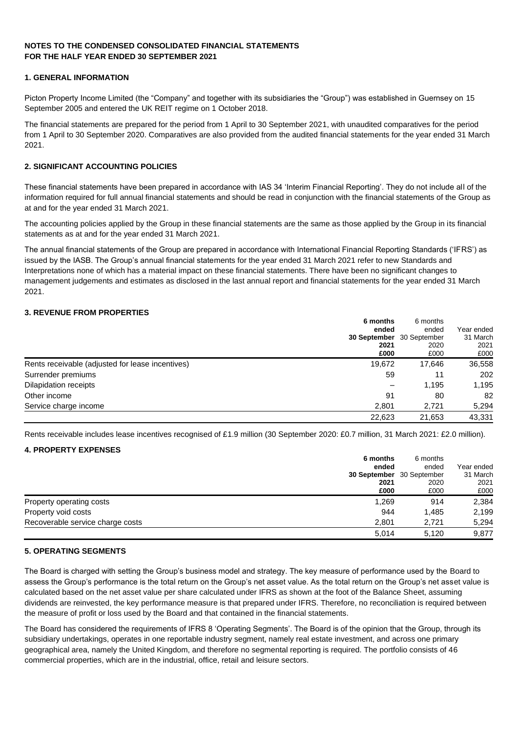**NOTES TO THE CONDENSED CONSOLIDATED FINANCIAL STATEMENTS**
**FOR THE HALF YEAR ENDED 30 SEPTEMBER 2021**

## 1. GENERAL INFORMATION

Picton Property Income Limited (the "Company" and together with its subsidiaries the "Group") was established in Guernsey on 15 September 2005 and entered the UK REIT regime on 1 October 2018.

The financial statements are prepared for the period from 1 April to 30 September 2021, with unaudited comparatives for the period from 1 April to 30 September 2020. Comparatives are also provided from the audited financial statements for the year ended 31 March 2021.

## 2. SIGNIFICANT ACCOUNTING POLICIES

These financial statements have been prepared in accordance with IAS 34 'Interim Financial Reporting'. They do not include all of the information required for full annual financial statements and should be read in conjunction with the financial statements of the Group as at and for the year ended 31 March 2021.

The accounting policies applied by the Group in these financial statements are the same as those applied by the Group in its financial statements as at and for the year ended 31 March 2021.

The annual financial statements of the Group are prepared in accordance with International Financial Reporting Standards ('IFRS') as issued by the IASB. The Group's annual financial statements for the year ended 31 March 2021 refer to new Standards and Interpretations none of which has a material impact on these financial statements. There have been no significant changes to management judgements and estimates as disclosed in the last annual report and financial statements for the year ended 31 March 2021.

## 3. REVENUE FROM PROPERTIES

| | **6 months ended 30 September 2021 £000** | 6 months ended 30 September 2020 £000 | Year ended 31 March 2021 £000 |
|---|---|---|---|
| Rents receivable (adjusted for lease incentives) | 19,672 | 17,646 | 36,558 |
| Surrender premiums | 59 | 11 | 202 |
| Dilapidation receipts | – | 1,195 | 1,195 |
| Other income | 91 | 80 | 82 |
| Service charge income | 2,801 | 2,721 | 5,294 |
| | 22,623 | 21,653 | 43,331 |

Rents receivable includes lease incentives recognised of £1.9 million (30 September 2020: £0.7 million, 31 March 2021: £2.0 million).

## 4. PROPERTY EXPENSES

| | **6 months ended 30 September 2021 £000** | 6 months ended 30 September 2020 £000 | Year ended 31 March 2021 £000 |
|---|---|---|---|
| Property operating costs | 1,269 | 914 | 2,384 |
| Property void costs | 944 | 1,485 | 2,199 |
| Recoverable service charge costs | 2,801 | 2,721 | 5,294 |
| | 5,014 | 5,120 | 9,877 |

## 5. OPERATING SEGMENTS

The Board is charged with setting the Group's business model and strategy. The key measure of performance used by the Board to assess the Group's performance is the total return on the Group's net asset value. As the total return on the Group's net asset value is calculated based on the net asset value per share calculated under IFRS as shown at the foot of the Balance Sheet, assuming dividends are reinvested, the key performance measure is that prepared under IFRS. Therefore, no reconciliation is required between the measure of profit or loss used by the Board and that contained in the financial statements.

The Board has considered the requirements of IFRS 8 'Operating Segments'. The Board is of the opinion that the Group, through its subsidiary undertakings, operates in one reportable industry segment, namely real estate investment, and across one primary geographical area, namely the United Kingdom, and therefore no segmental reporting is required. The portfolio consists of 46 commercial properties, which are in the industrial, office, retail and leisure sectors.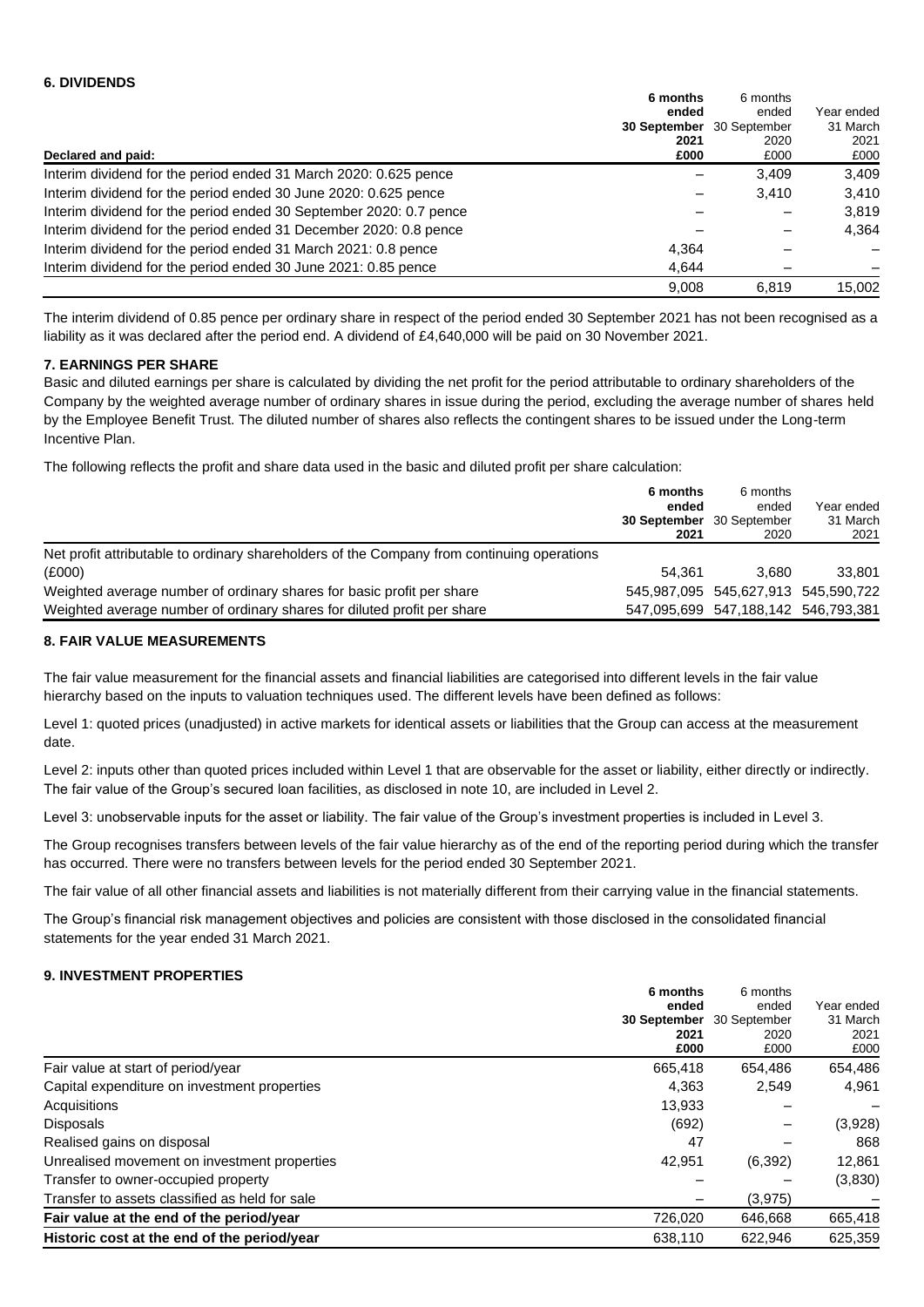### 6. DIVIDENDS

| Declared and paid: | 6 months ended 30 September 2021 £000 | 6 months ended 30 September 2020 £000 | Year ended 31 March 2021 £000 |
|---|---|---|---|
| Interim dividend for the period ended 31 March 2020: 0.625 pence | – | 3,409 | 3,409 |
| Interim dividend for the period ended 30 June 2020: 0.625 pence | – | 3,410 | 3,410 |
| Interim dividend for the period ended 30 September 2020: 0.7 pence | – | – | 3,819 |
| Interim dividend for the period ended 31 December 2020: 0.8 pence | – | – | 4,364 |
| Interim dividend for the period ended 31 March 2021: 0.8 pence | 4,364 | – | – |
| Interim dividend for the period ended 30 June 2021: 0.85 pence | 4,644 | – | – |
| | 9,008 | 6,819 | 15,002 |

The interim dividend of 0.85 pence per ordinary share in respect of the period ended 30 September 2021 has not been recognised as a liability as it was declared after the period end. A dividend of £4,640,000 will be paid on 30 November 2021.

### 7. EARNINGS PER SHARE

Basic and diluted earnings per share is calculated by dividing the net profit for the period attributable to ordinary shareholders of the Company by the weighted average number of ordinary shares in issue during the period, excluding the average number of shares held by the Employee Benefit Trust. The diluted number of shares also reflects the contingent shares to be issued under the Long-term Incentive Plan.

The following reflects the profit and share data used in the basic and diluted profit per share calculation:

| | 6 months ended 30 September 2021 | 6 months ended 30 September 2020 | Year ended 31 March 2021 |
|---|---|---|---|
| Net profit attributable to ordinary shareholders of the Company from continuing operations (£000) | 54,361 | 3,680 | 33,801 |
| Weighted average number of ordinary shares for basic profit per share | 545,987,095 | 545,627,913 | 545,590,722 |
| Weighted average number of ordinary shares for diluted profit per share | 547,095,699 | 547,188,142 | 546,793,381 |

### 8. FAIR VALUE MEASUREMENTS

The fair value measurement for the financial assets and financial liabilities are categorised into different levels in the fair value hierarchy based on the inputs to valuation techniques used. The different levels have been defined as follows:

Level 1: quoted prices (unadjusted) in active markets for identical assets or liabilities that the Group can access at the measurement date.

Level 2: inputs other than quoted prices included within Level 1 that are observable for the asset or liability, either directly or indirectly. The fair value of the Group's secured loan facilities, as disclosed in note 10, are included in Level 2.

Level 3: unobservable inputs for the asset or liability. The fair value of the Group's investment properties is included in Level 3.

The Group recognises transfers between levels of the fair value hierarchy as of the end of the reporting period during which the transfer has occurred. There were no transfers between levels for the period ended 30 September 2021.

The fair value of all other financial assets and liabilities is not materially different from their carrying value in the financial statements.

The Group's financial risk management objectives and policies are consistent with those disclosed in the consolidated financial statements for the year ended 31 March 2021.

### 9. INVESTMENT PROPERTIES

| | 6 months ended 30 September 2021 £000 | 6 months ended 30 September 2020 £000 | Year ended 31 March 2021 £000 |
|---|---|---|---|
| Fair value at start of period/year | 665,418 | 654,486 | 654,486 |
| Capital expenditure on investment properties | 4,363 | 2,549 | 4,961 |
| Acquisitions | 13,933 | – | – |
| Disposals | (692) | – | (3,928) |
| Realised gains on disposal | 47 | – | 868 |
| Unrealised movement on investment properties | 42,951 | (6,392) | 12,861 |
| Transfer to owner-occupied property | – | – | (3,830) |
| Transfer to assets classified as held for sale | – | (3,975) | – |
| **Fair value at the end of the period/year** | **726,020** | **646,668** | **665,418** |
| **Historic cost at the end of the period/year** | **638,110** | **622,946** | **625,359** |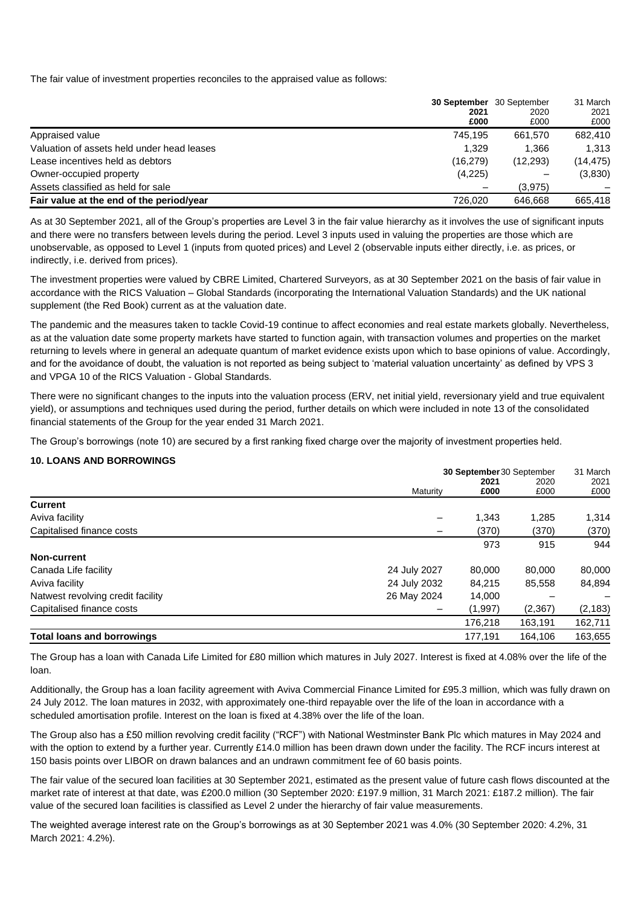The fair value of investment properties reconciles to the appraised value as follows:

| | **30 September 2021 £000** | 30 September 2020 £000 | 31 March 2021 £000 |
|---|---|---|---|
| Appraised value | 745,195 | 661,570 | 682,410 |
| Valuation of assets held under head leases | 1,329 | 1,366 | 1,313 |
| Lease incentives held as debtors | (16,279) | (12,293) | (14,475) |
| Owner-occupied property | (4,225) | – | (3,830) |
| Assets classified as held for sale | – | (3,975) | – |
| **Fair value at the end of the period/year** | 726,020 | 646,668 | 665,418 |

As at 30 September 2021, all of the Group's properties are Level 3 in the fair value hierarchy as it involves the use of significant inputs and there were no transfers between levels during the period. Level 3 inputs used in valuing the properties are those which are unobservable, as opposed to Level 1 (inputs from quoted prices) and Level 2 (observable inputs either directly, i.e. as prices, or indirectly, i.e. derived from prices).

The investment properties were valued by CBRE Limited, Chartered Surveyors, as at 30 September 2021 on the basis of fair value in accordance with the RICS Valuation – Global Standards (incorporating the International Valuation Standards) and the UK national supplement (the Red Book) current as at the valuation date.

The pandemic and the measures taken to tackle Covid-19 continue to affect economies and real estate markets globally. Nevertheless, as at the valuation date some property markets have started to function again, with transaction volumes and properties on the market returning to levels where in general an adequate quantum of market evidence exists upon which to base opinions of value. Accordingly, and for the avoidance of doubt, the valuation is not reported as being subject to 'material valuation uncertainty' as defined by VPS 3 and VPGA 10 of the RICS Valuation - Global Standards.

There were no significant changes to the inputs into the valuation process (ERV, net initial yield, reversionary yield and true equivalent yield), or assumptions and techniques used during the period, further details on which were included in note 13 of the consolidated financial statements of the Group for the year ended 31 March 2021.

The Group's borrowings (note 10) are secured by a first ranking fixed charge over the majority of investment properties held.

## 10. LOANS AND BORROWINGS

| | Maturity | **30 September 2021 £000** | 30 September 2020 £000 | 31 March 2021 £000 |
|---|---|---|---|---|
| **Current** | | | | |
| Aviva facility | – | 1,343 | 1,285 | 1,314 |
| Capitalised finance costs | – | (370) | (370) | (370) |
| | | 973 | 915 | 944 |
| **Non-current** | | | | |
| Canada Life facility | 24 July 2027 | 80,000 | 80,000 | 80,000 |
| Aviva facility | 24 July 2032 | 84,215 | 85,558 | 84,894 |
| Natwest revolving credit facility | 26 May 2024 | 14,000 | – | – |
| Capitalised finance costs | – | (1,997) | (2,367) | (2,183) |
| | | 176,218 | 163,191 | 162,711 |
| **Total loans and borrowings** | | 177,191 | 164,106 | 163,655 |

The Group has a loan with Canada Life Limited for £80 million which matures in July 2027. Interest is fixed at 4.08% over the life of the loan.

Additionally, the Group has a loan facility agreement with Aviva Commercial Finance Limited for £95.3 million, which was fully drawn on 24 July 2012. The loan matures in 2032, with approximately one-third repayable over the life of the loan in accordance with a scheduled amortisation profile. Interest on the loan is fixed at 4.38% over the life of the loan.

The Group also has a £50 million revolving credit facility ("RCF") with National Westminster Bank Plc which matures in May 2024 and with the option to extend by a further year. Currently £14.0 million has been drawn down under the facility. The RCF incurs interest at 150 basis points over LIBOR on drawn balances and an undrawn commitment fee of 60 basis points.

The fair value of the secured loan facilities at 30 September 2021, estimated as the present value of future cash flows discounted at the market rate of interest at that date, was £200.0 million (30 September 2020: £197.9 million, 31 March 2021: £187.2 million). The fair value of the secured loan facilities is classified as Level 2 under the hierarchy of fair value measurements.

The weighted average interest rate on the Group's borrowings as at 30 September 2021 was 4.0% (30 September 2020: 4.2%, 31 March 2021: 4.2%).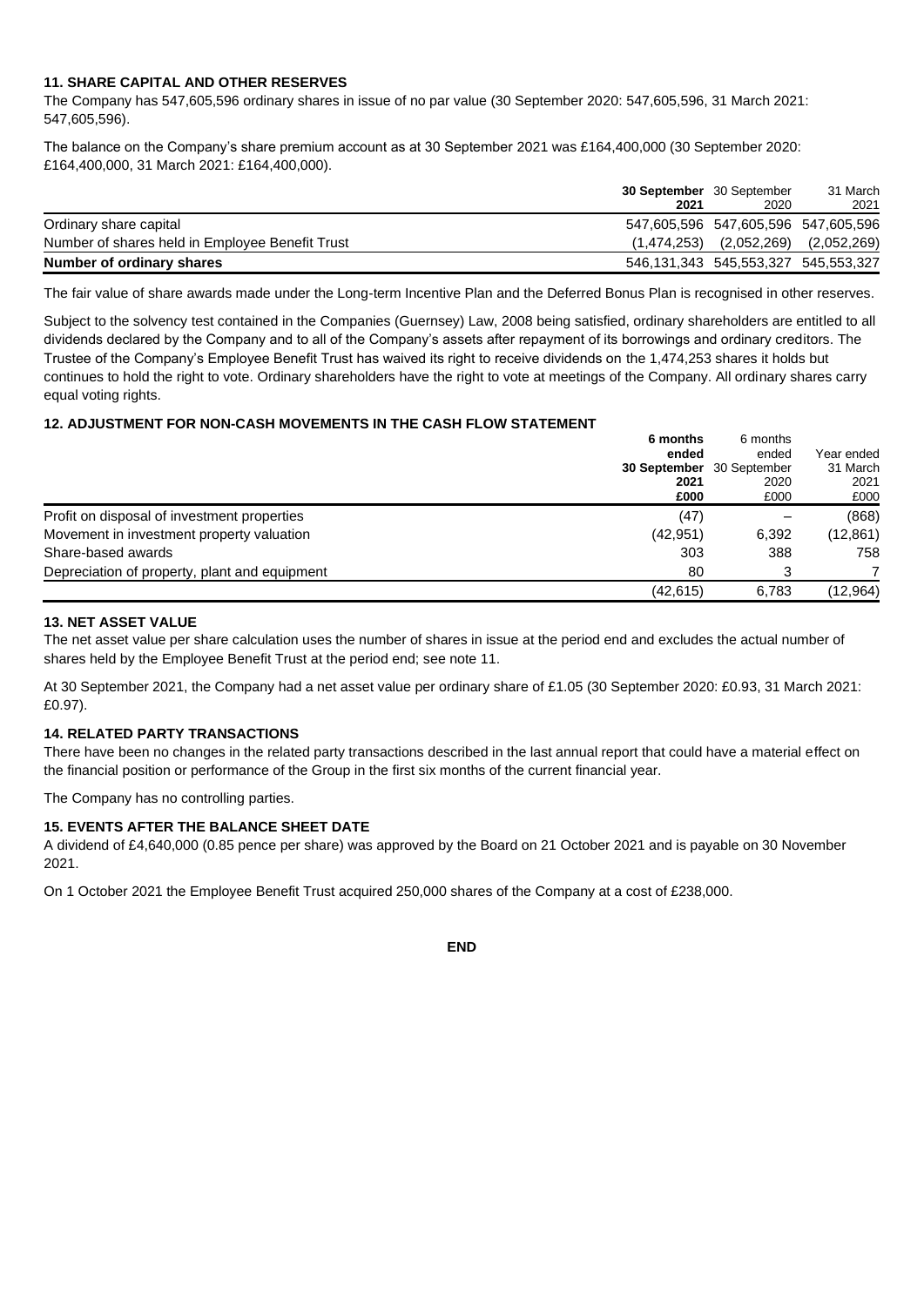### 11. SHARE CAPITAL AND OTHER RESERVES

The Company has 547,605,596 ordinary shares in issue of no par value (30 September 2020: 547,605,596, 31 March 2021: 547,605,596).

The balance on the Company's share premium account as at 30 September 2021 was £164,400,000 (30 September 2020: £164,400,000, 31 March 2021: £164,400,000).

| | **30 September 2021** | 30 September 2020 | 31 March 2021 |
|---|---|---|---|
| Ordinary share capital | 547,605,596 | 547,605,596 | 547,605,596 |
| Number of shares held in Employee Benefit Trust | (1,474,253) | (2,052,269) | (2,052,269) |
| **Number of ordinary shares** | 546,131,343 | 545,553,327 | 545,553,327 |

The fair value of share awards made under the Long-term Incentive Plan and the Deferred Bonus Plan is recognised in other reserves.

Subject to the solvency test contained in the Companies (Guernsey) Law, 2008 being satisfied, ordinary shareholders are entitled to all dividends declared by the Company and to all of the Company's assets after repayment of its borrowings and ordinary creditors. The Trustee of the Company's Employee Benefit Trust has waived its right to receive dividends on the 1,474,253 shares it holds but continues to hold the right to vote. Ordinary shareholders have the right to vote at meetings of the Company. All ordinary shares carry equal voting rights.

### 12. ADJUSTMENT FOR NON-CASH MOVEMENTS IN THE CASH FLOW STATEMENT

| | **6 months ended 30 September 2021 £000** | 6 months ended 30 September 2020 £000 | Year ended 31 March 2021 £000 |
|---|---|---|---|
| Profit on disposal of investment properties | (47) | – | (868) |
| Movement in investment property valuation | (42,951) | 6,392 | (12,861) |
| Share-based awards | 303 | 388 | 758 |
| Depreciation of property, plant and equipment | 80 | 3 | 7 |
| | (42,615) | 6,783 | (12,964) |

### 13. NET ASSET VALUE

The net asset value per share calculation uses the number of shares in issue at the period end and excludes the actual number of shares held by the Employee Benefit Trust at the period end; see note 11.

At 30 September 2021, the Company had a net asset value per ordinary share of £1.05 (30 September 2020: £0.93, 31 March 2021: £0.97).

### 14. RELATED PARTY TRANSACTIONS

There have been no changes in the related party transactions described in the last annual report that could have a material effect on the financial position or performance of the Group in the first six months of the current financial year.

The Company has no controlling parties.

### 15. EVENTS AFTER THE BALANCE SHEET DATE

A dividend of £4,640,000 (0.85 pence per share) was approved by the Board on 21 October 2021 and is payable on 30 November 2021.

On 1 October 2021 the Employee Benefit Trust acquired 250,000 shares of the Company at a cost of £238,000.

**END**